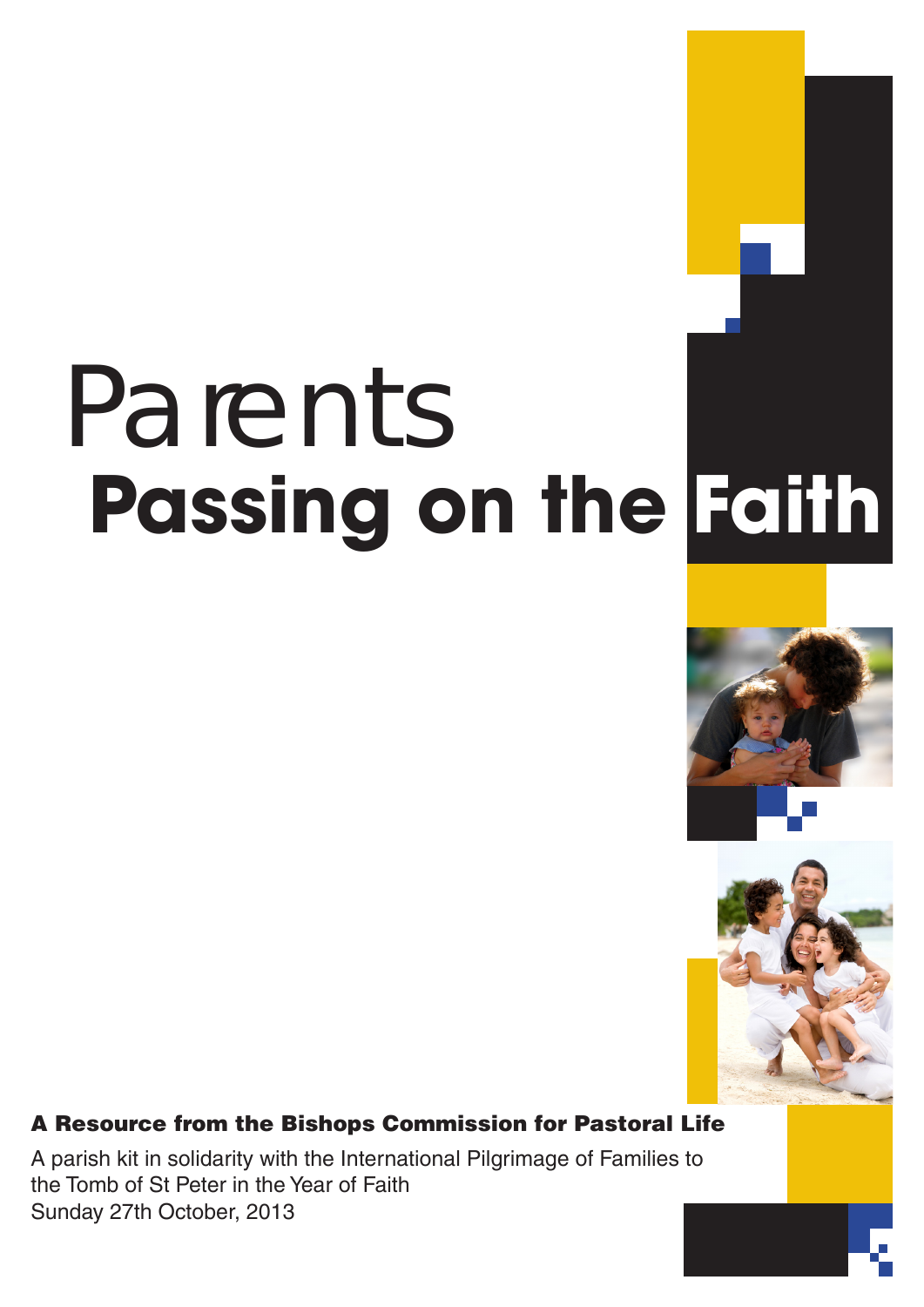# Parents

# Passing on the Faith

**A Resource from the Bishops Commission for Pastoral Life**

A parish kit in solidarity with the International Pilgrimage of Families to the Tomb of St Peter in the Year of Faith
Sunday 27th October, 2013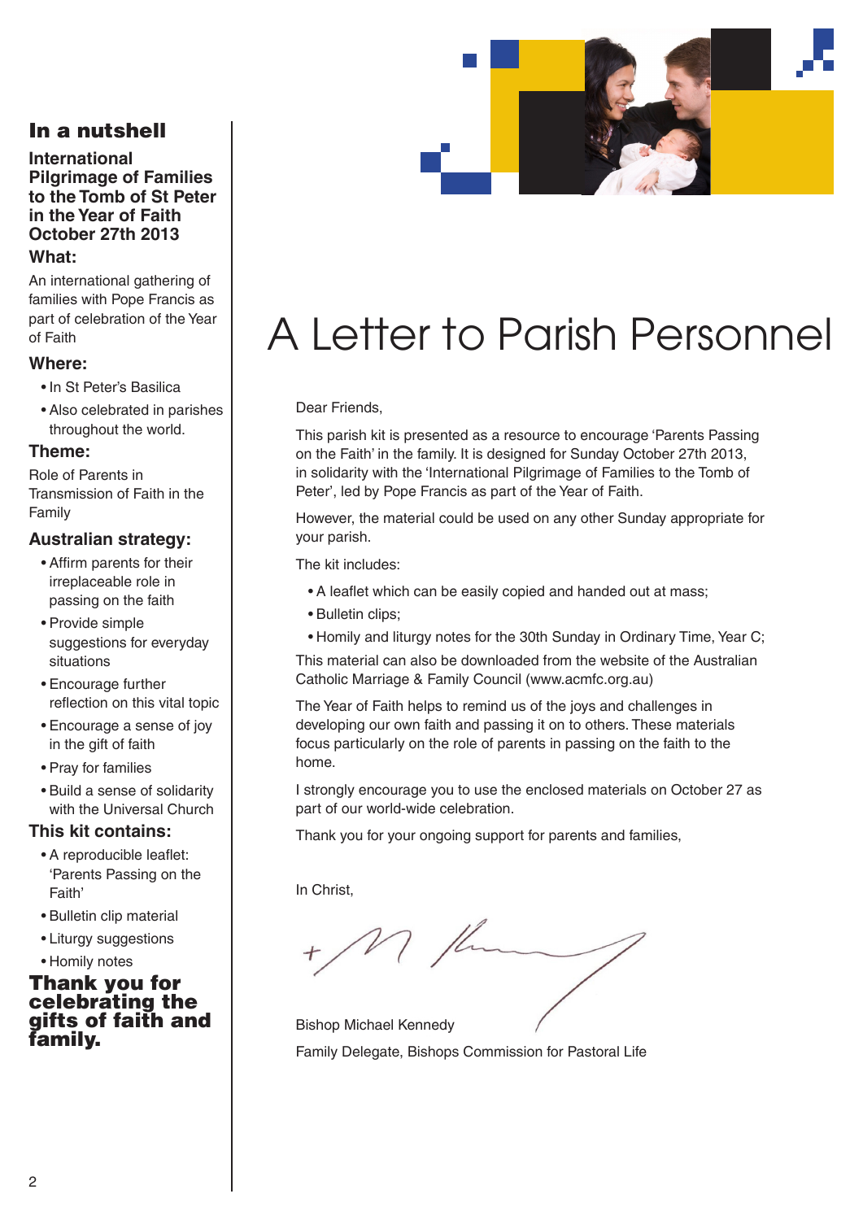## In a nutshell

**International Pilgrimage of Families to the Tomb of St Peter in the Year of Faith October 27th 2013**

**What:**

An international gathering of families with Pope Francis as part of celebration of the Year of Faith

**Where:**

- In St Peter's Basilica
- Also celebrated in parishes throughout the world.

**Theme:**

Role of Parents in Transmission of Faith in the Family

**Australian strategy:**

- Affirm parents for their irreplaceable role in passing on the faith
- Provide simple suggestions for everyday situations
- Encourage further reflection on this vital topic
- Encourage a sense of joy in the gift of faith
- Pray for families
- Build a sense of solidarity with the Universal Church

**This kit contains:**

- A reproducible leaflet: 'Parents Passing on the Faith'
- Bulletin clip material
- Liturgy suggestions
- Homily notes

**Thank you for celebrating the gifts of faith and family.**

# A Letter to Parish Personnel

Dear Friends,

This parish kit is presented as a resource to encourage 'Parents Passing on the Faith' in the family. It is designed for Sunday October 27th 2013, in solidarity with the 'International Pilgrimage of Families to the Tomb of Peter', led by Pope Francis as part of the Year of Faith.

However, the material could be used on any other Sunday appropriate for your parish.

The kit includes:

- A leaflet which can be easily copied and handed out at mass;
- Bulletin clips;
- Homily and liturgy notes for the 30th Sunday in Ordinary Time, Year C;

This material can also be downloaded from the website of the Australian Catholic Marriage & Family Council (www.acmfc.org.au)

The Year of Faith helps to remind us of the joys and challenges in developing our own faith and passing it on to others. These materials focus particularly on the role of parents in passing on the faith to the home.

I strongly encourage you to use the enclosed materials on October 27 as part of our world-wide celebration.

Thank you for your ongoing support for parents and families,

In Christ,

Bishop Michael Kennedy

Family Delegate, Bishops Commission for Pastoral Life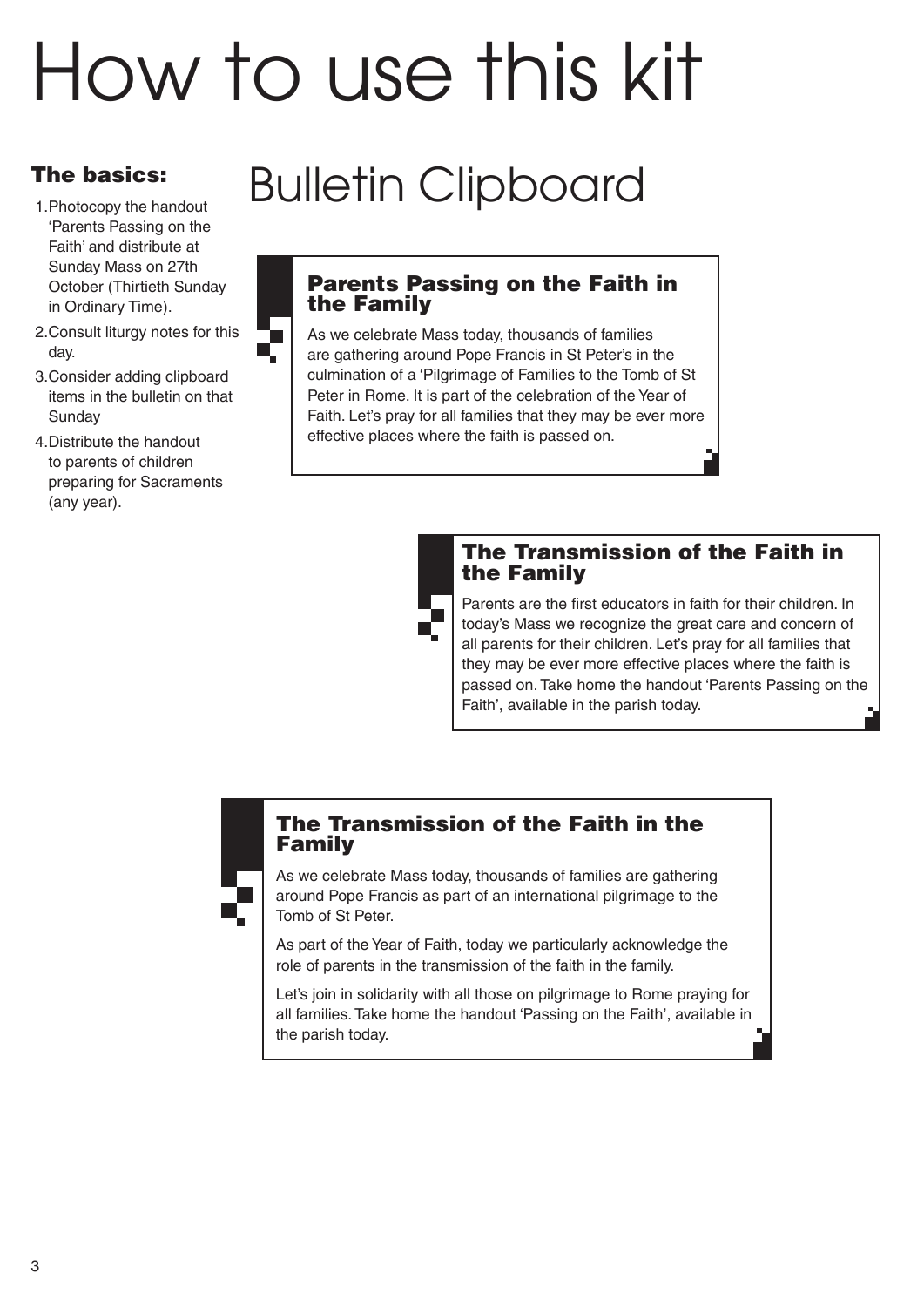# How to use this kit

### The basics:

1. Photocopy the handout 'Parents Passing on the Faith' and distribute at Sunday Mass on 27th October (Thirtieth Sunday in Ordinary Time).
2. Consult liturgy notes for this day.
3. Consider adding clipboard items in the bulletin on that Sunday
4. Distribute the handout to parents of children preparing for Sacraments (any year).

## Bulletin Clipboard

### Parents Passing on the Faith in the Family

As we celebrate Mass today, thousands of families are gathering around Pope Francis in St Peter's in the culmination of a 'Pilgrimage of Families to the Tomb of St Peter in Rome. It is part of the celebration of the Year of Faith. Let's pray for all families that they may be ever more effective places where the faith is passed on.

### The Transmission of the Faith in the Family

Parents are the first educators in faith for their children. In today's Mass we recognize the great care and concern of all parents for their children. Let's pray for all families that they may be ever more effective places where the faith is passed on. Take home the handout 'Parents Passing on the Faith', available in the parish today.

### The Transmission of the Faith in the Family

As we celebrate Mass today, thousands of families are gathering around Pope Francis as part of an international pilgrimage to the Tomb of St Peter.

As part of the Year of Faith, today we particularly acknowledge the role of parents in the transmission of the faith in the family.

Let's join in solidarity with all those on pilgrimage to Rome praying for all families. Take home the handout 'Passing on the Faith', available in the parish today.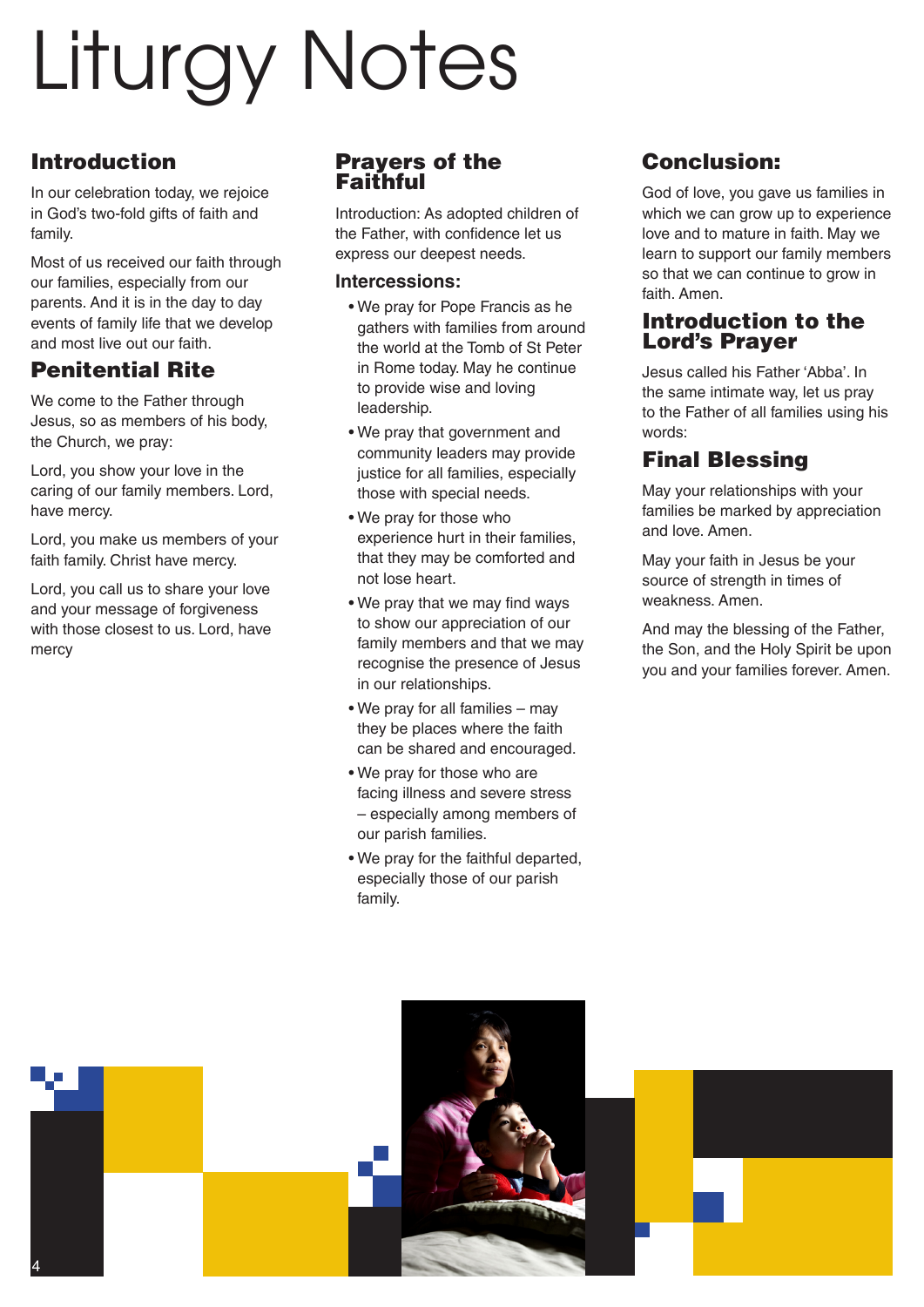# Liturgy Notes

## Introduction

In our celebration today, we rejoice in God's two-fold gifts of faith and family.

Most of us received our faith through our families, especially from our parents. And it is in the day to day events of family life that we develop and most live out our faith.

## Penitential Rite

We come to the Father through Jesus, so as members of his body, the Church, we pray:

Lord, you show your love in the caring of our family members. Lord, have mercy.

Lord, you make us members of your faith family. Christ have mercy.

Lord, you call us to share your love and your message of forgiveness with those closest to us. Lord, have mercy

## Prayers of the Faithful

Introduction: As adopted children of the Father, with confidence let us express our deepest needs.

### Intercessions:

- We pray for Pope Francis as he gathers with families from around the world at the Tomb of St Peter in Rome today. May he continue to provide wise and loving leadership.
- We pray that government and community leaders may provide justice for all families, especially those with special needs.
- We pray for those who experience hurt in their families, that they may be comforted and not lose heart.
- We pray that we may find ways to show our appreciation of our family members and that we may recognise the presence of Jesus in our relationships.
- We pray for all families – may they be places where the faith can be shared and encouraged.
- We pray for those who are facing illness and severe stress – especially among members of our parish families.
- We pray for the faithful departed, especially those of our parish family.

## Conclusion:

God of love, you gave us families in which we can grow up to experience love and to mature in faith. May we learn to support our family members so that we can continue to grow in faith. Amen.

## Introduction to the Lord's Prayer

Jesus called his Father 'Abba'. In the same intimate way, let us pray to the Father of all families using his words:

## Final Blessing

May your relationships with your families be marked by appreciation and love. Amen.

May your faith in Jesus be your source of strength in times of weakness. Amen.

And may the blessing of the Father, the Son, and the Holy Spirit be upon you and your families forever. Amen.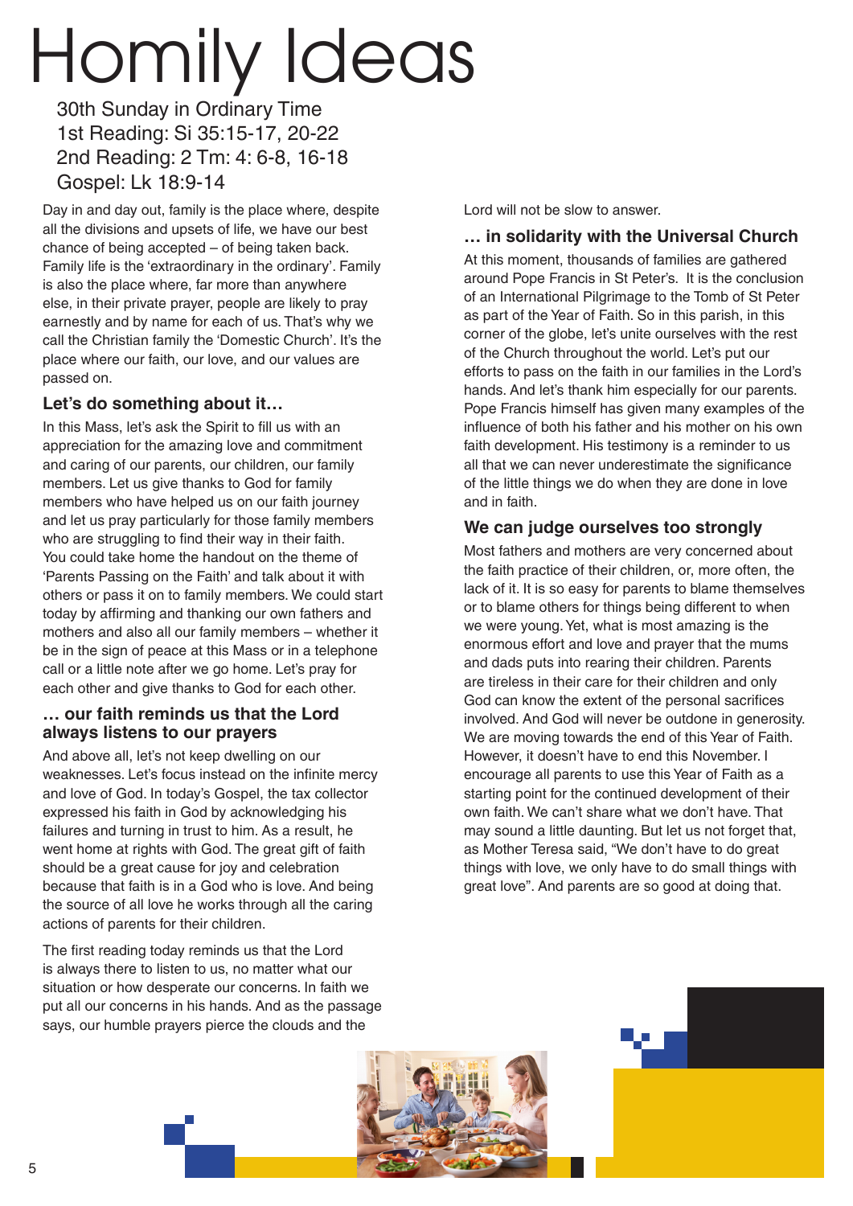# Homily Ideas

30th Sunday in Ordinary Time
1st Reading: Si 35:15-17, 20-22
2nd Reading: 2 Tm: 4: 6-8, 16-18
Gospel: Lk 18:9-14

Day in and day out, family is the place where, despite all the divisions and upsets of life, we have our best chance of being accepted – of being taken back. Family life is the 'extraordinary in the ordinary'. Family is also the place where, far more than anywhere else, in their private prayer, people are likely to pray earnestly and by name for each of us. That's why we call the Christian family the 'Domestic Church'. It's the place where our faith, our love, and our values are passed on.

### Let's do something about it…

In this Mass, let's ask the Spirit to fill us with an appreciation for the amazing love and commitment and caring of our parents, our children, our family members. Let us give thanks to God for family members who have helped us on our faith journey and let us pray particularly for those family members who are struggling to find their way in their faith. You could take home the handout on the theme of 'Parents Passing on the Faith' and talk about it with others or pass it on to family members. We could start today by affirming and thanking our own fathers and mothers and also all our family members – whether it be in the sign of peace at this Mass or in a telephone call or a little note after we go home. Let's pray for each other and give thanks to God for each other.

### … our faith reminds us that the Lord always listens to our prayers

And above all, let's not keep dwelling on our weaknesses. Let's focus instead on the infinite mercy and love of God. In today's Gospel, the tax collector expressed his faith in God by acknowledging his failures and turning in trust to him. As a result, he went home at rights with God. The great gift of faith should be a great cause for joy and celebration because that faith is in a God who is love. And being the source of all love he works through all the caring actions of parents for their children.

The first reading today reminds us that the Lord is always there to listen to us, no matter what our situation or how desperate our concerns. In faith we put all our concerns in his hands. And as the passage says, our humble prayers pierce the clouds and the Lord will not be slow to answer.

### … in solidarity with the Universal Church

At this moment, thousands of families are gathered around Pope Francis in St Peter's. It is the conclusion of an International Pilgrimage to the Tomb of St Peter as part of the Year of Faith. So in this parish, in this corner of the globe, let's unite ourselves with the rest of the Church throughout the world. Let's put our efforts to pass on the faith in our families in the Lord's hands. And let's thank him especially for our parents. Pope Francis himself has given many examples of the influence of both his father and his mother on his own faith development. His testimony is a reminder to us all that we can never underestimate the significance of the little things we do when they are done in love and in faith.

### We can judge ourselves too strongly

Most fathers and mothers are very concerned about the faith practice of their children, or, more often, the lack of it. It is so easy for parents to blame themselves or to blame others for things being different to when we were young. Yet, what is most amazing is the enormous effort and love and prayer that the mums and dads puts into rearing their children. Parents are tireless in their care for their children and only God can know the extent of the personal sacrifices involved. And God will never be outdone in generosity. We are moving towards the end of this Year of Faith. However, it doesn't have to end this November. I encourage all parents to use this Year of Faith as a starting point for the continued development of their own faith. We can't share what we don't have. That may sound a little daunting. But let us not forget that, as Mother Teresa said, "We don't have to do great things with love, we only have to do small things with great love". And parents are so good at doing that.